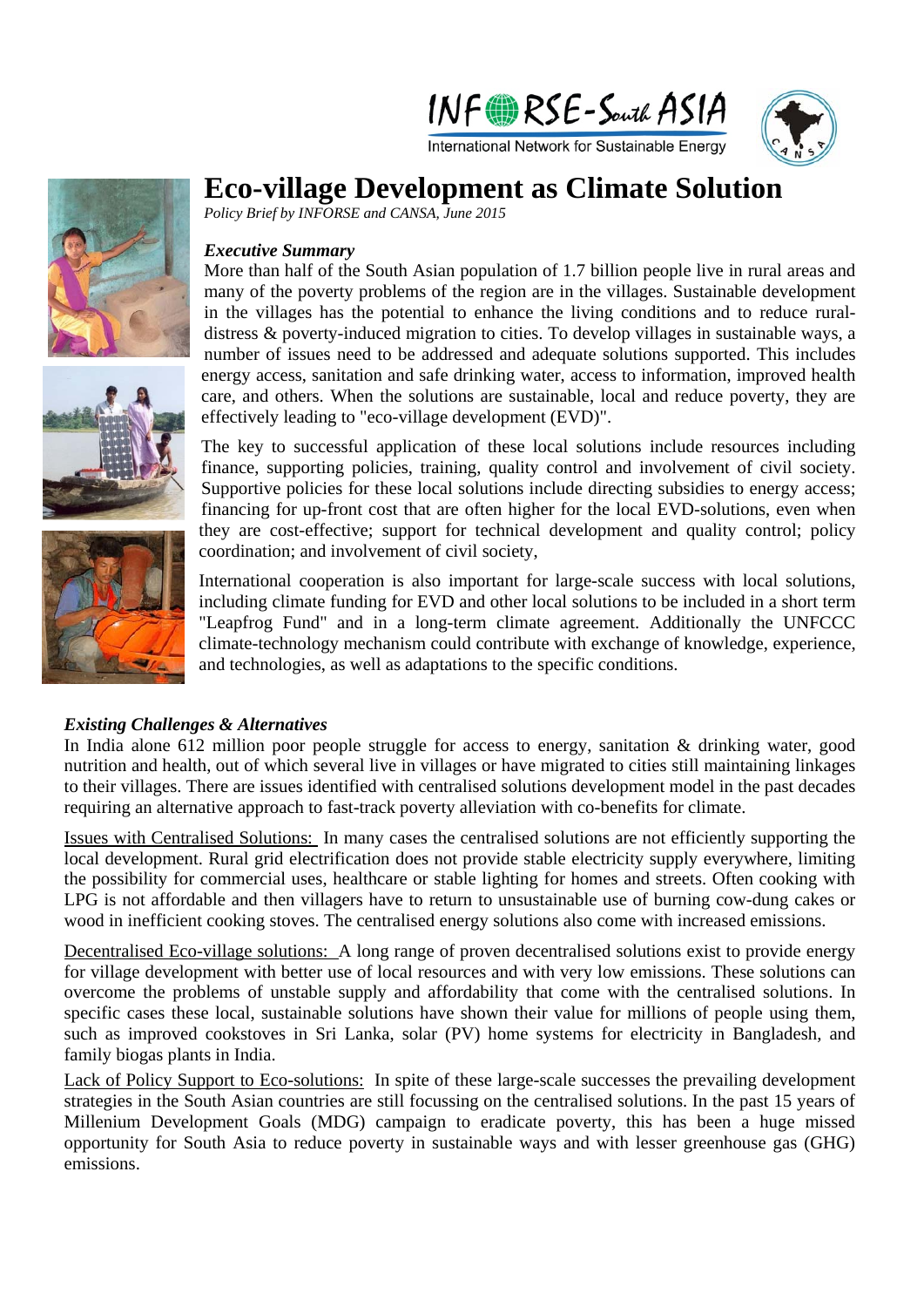INFORSE-South ASIA

International Network for Sustainable Energy

# Eco-village Development as Climate Solution

*Policy Brief by INFORSE and CANSA, June 2015*

### *Executive Summary*

More than half of the South Asian population of 1.7 billion people live in rural areas and many of the poverty problems of the region are in the villages. Sustainable development in the villages has the potential to enhance the living conditions and to reduce rural-distress & poverty-induced migration to cities. To develop villages in sustainable ways, a number of issues need to be addressed and adequate solutions supported. This includes energy access, sanitation and safe drinking water, access to information, improved health care, and others. When the solutions are sustainable, local and reduce poverty, they are effectively leading to "eco-village development (EVD)".

The key to successful application of these local solutions include resources including finance, supporting policies, training, quality control and involvement of civil society. Supportive policies for these local solutions include directing subsidies to energy access; financing for up-front cost that are often higher for the local EVD-solutions, even when they are cost-effective; support for technical development and quality control; policy coordination; and involvement of civil society,

International cooperation is also important for large-scale success with local solutions, including climate funding for EVD and other local solutions to be included in a short term "Leapfrog Fund" and in a long-term climate agreement. Additionally the UNFCCC climate-technology mechanism could contribute with exchange of knowledge, experience, and technologies, as well as adaptations to the specific conditions.

### *Existing Challenges & Alternatives*

In India alone 612 million poor people struggle for access to energy, sanitation & drinking water, good nutrition and health, out of which several live in villages or have migrated to cities still maintaining linkages to their villages. There are issues identified with centralised solutions development model in the past decades requiring an alternative approach to fast-track poverty alleviation with co-benefits for climate.

Issues with Centralised Solutions: In many cases the centralised solutions are not efficiently supporting the local development. Rural grid electrification does not provide stable electricity supply everywhere, limiting the possibility for commercial uses, healthcare or stable lighting for homes and streets. Often cooking with LPG is not affordable and then villagers have to return to unsustainable use of burning cow-dung cakes or wood in inefficient cooking stoves. The centralised energy solutions also come with increased emissions.

Decentralised Eco-village solutions: A long range of proven decentralised solutions exist to provide energy for village development with better use of local resources and with very low emissions. These solutions can overcome the problems of unstable supply and affordability that come with the centralised solutions. In specific cases these local, sustainable solutions have shown their value for millions of people using them, such as improved cookstoves in Sri Lanka, solar (PV) home systems for electricity in Bangladesh, and family biogas plants in India.

Lack of Policy Support to Eco-solutions: In spite of these large-scale successes the prevailing development strategies in the South Asian countries are still focussing on the centralised solutions. In the past 15 years of Millenium Development Goals (MDG) campaign to eradicate poverty, this has been a huge missed opportunity for South Asia to reduce poverty in sustainable ways and with lesser greenhouse gas (GHG) emissions.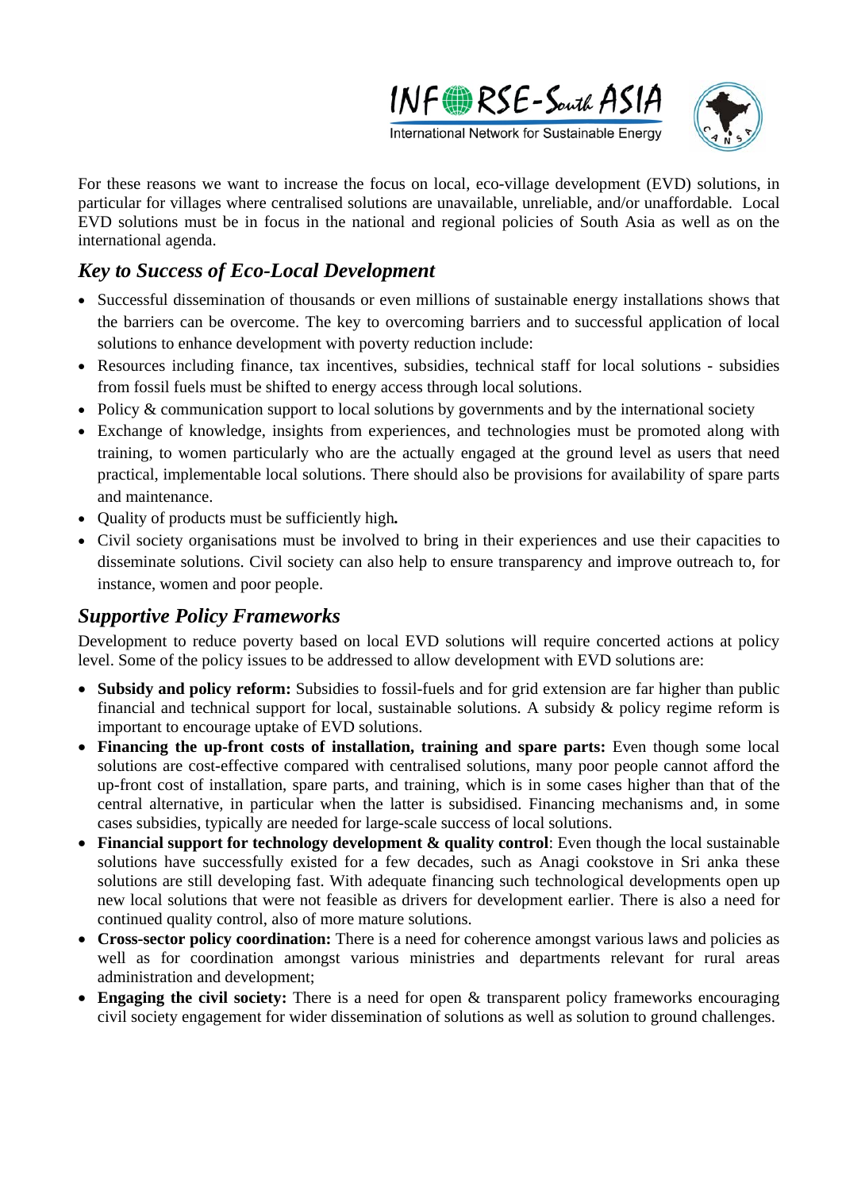For these reasons we want to increase the focus on local, eco-village development (EVD) solutions, in particular for villages where centralised solutions are unavailable, unreliable, and/or unaffordable. Local EVD solutions must be in focus in the national and regional policies of South Asia as well as on the international agenda.

## *Key to Success of Eco-Local Development*

- Successful dissemination of thousands or even millions of sustainable energy installations shows that the barriers can be overcome. The key to overcoming barriers and to successful application of local solutions to enhance development with poverty reduction include:
- Resources including finance, tax incentives, subsidies, technical staff for local solutions - subsidies from fossil fuels must be shifted to energy access through local solutions.
- Policy & communication support to local solutions by governments and by the international society
- Exchange of knowledge, insights from experiences, and technologies must be promoted along with training, to women particularly who are the actually engaged at the ground level as users that need practical, implementable local solutions. There should also be provisions for availability of spare parts and maintenance.
- Quality of products must be sufficiently high.
- Civil society organisations must be involved to bring in their experiences and use their capacities to disseminate solutions. Civil society can also help to ensure transparency and improve outreach to, for instance, women and poor people.

## *Supportive Policy Frameworks*

Development to reduce poverty based on local EVD solutions will require concerted actions at policy level. Some of the policy issues to be addressed to allow development with EVD solutions are:

- **Subsidy and policy reform:** Subsidies to fossil-fuels and for grid extension are far higher than public financial and technical support for local, sustainable solutions. A subsidy & policy regime reform is important to encourage uptake of EVD solutions.
- **Financing the up-front costs of installation, training and spare parts:** Even though some local solutions are cost-effective compared with centralised solutions, many poor people cannot afford the up-front cost of installation, spare parts, and training, which is in some cases higher than that of the central alternative, in particular when the latter is subsidised. Financing mechanisms and, in some cases subsidies, typically are needed for large-scale success of local solutions.
- **Financial support for technology development & quality control**: Even though the local sustainable solutions have successfully existed for a few decades, such as Anagi cookstove in Sri anka these solutions are still developing fast. With adequate financing such technological developments open up new local solutions that were not feasible as drivers for development earlier. There is also a need for continued quality control, also of more mature solutions.
- **Cross-sector policy coordination:** There is a need for coherence amongst various laws and policies as well as for coordination amongst various ministries and departments relevant for rural areas administration and development;
- **Engaging the civil society:** There is a need for open & transparent policy frameworks encouraging civil society engagement for wider dissemination of solutions as well as solution to ground challenges.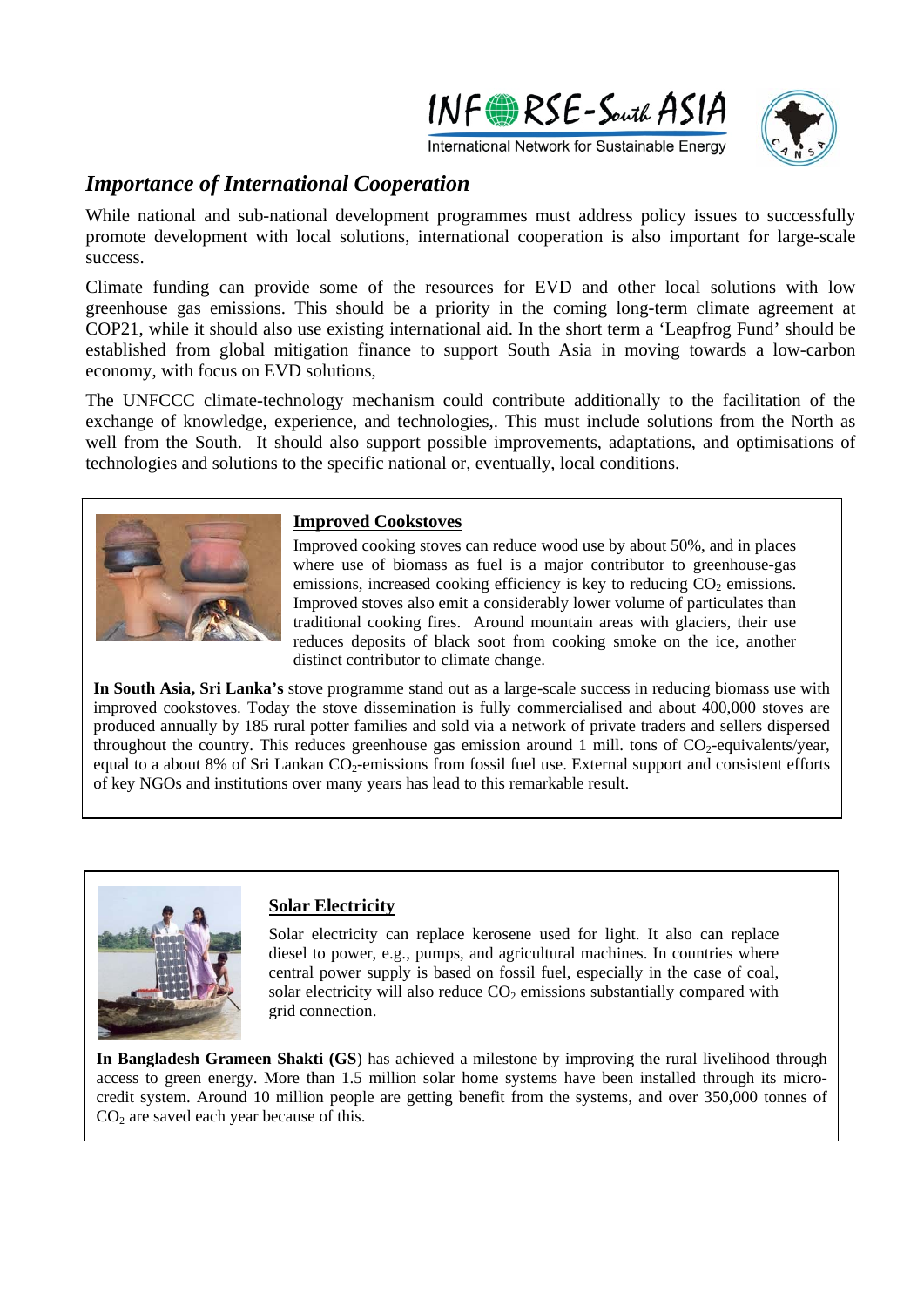## *Importance of International Cooperation*

While national and sub-national development programmes must address policy issues to successfully promote development with local solutions, international cooperation is also important for large-scale success.

Climate funding can provide some of the resources for EVD and other local solutions with low greenhouse gas emissions. This should be a priority in the coming long-term climate agreement at COP21, while it should also use existing international aid. In the short term a 'Leapfrog Fund' should be established from global mitigation finance to support South Asia in moving towards a low-carbon economy, with focus on EVD solutions,

The UNFCCC climate-technology mechanism could contribute additionally to the facilitation of the exchange of knowledge, experience, and technologies,. This must include solutions from the North as well from the South. It should also support possible improvements, adaptations, and optimisations of technologies and solutions to the specific national or, eventually, local conditions.

### Improved Cookstoves

Improved cooking stoves can reduce wood use by about 50%, and in places where use of biomass as fuel is a major contributor to greenhouse-gas emissions, increased cooking efficiency is key to reducing $CO_2$ emissions. Improved stoves also emit a considerably lower volume of particulates than traditional cooking fires. Around mountain areas with glaciers, their use reduces deposits of black soot from cooking smoke on the ice, another distinct contributor to climate change.

**In South Asia, Sri Lanka's** stove programme stand out as a large-scale success in reducing biomass use with improved cookstoves. Today the stove dissemination is fully commercialised and about 400,000 stoves are produced annually by 185 rural potter families and sold via a network of private traders and sellers dispersed throughout the country. This reduces greenhouse gas emission around 1 mill. tons of $CO_2$-equivalents/year, equal to a about 8% of Sri Lankan $CO_2$-emissions from fossil fuel use. External support and consistent efforts of key NGOs and institutions over many years has lead to this remarkable result.

### Solar Electricity

Solar electricity can replace kerosene used for light. It also can replace diesel to power, e.g., pumps, and agricultural machines. In countries where central power supply is based on fossil fuel, especially in the case of coal, solar electricity will also reduce $CO_2$ emissions substantially compared with grid connection.

**In Bangladesh Grameen Shakti (GS**) has achieved a milestone by improving the rural livelihood through access to green energy. More than 1.5 million solar home systems have been installed through its micro-credit system. Around 10 million people are getting benefit from the systems, and over 350,000 tonnes of $CO_2$ are saved each year because of this.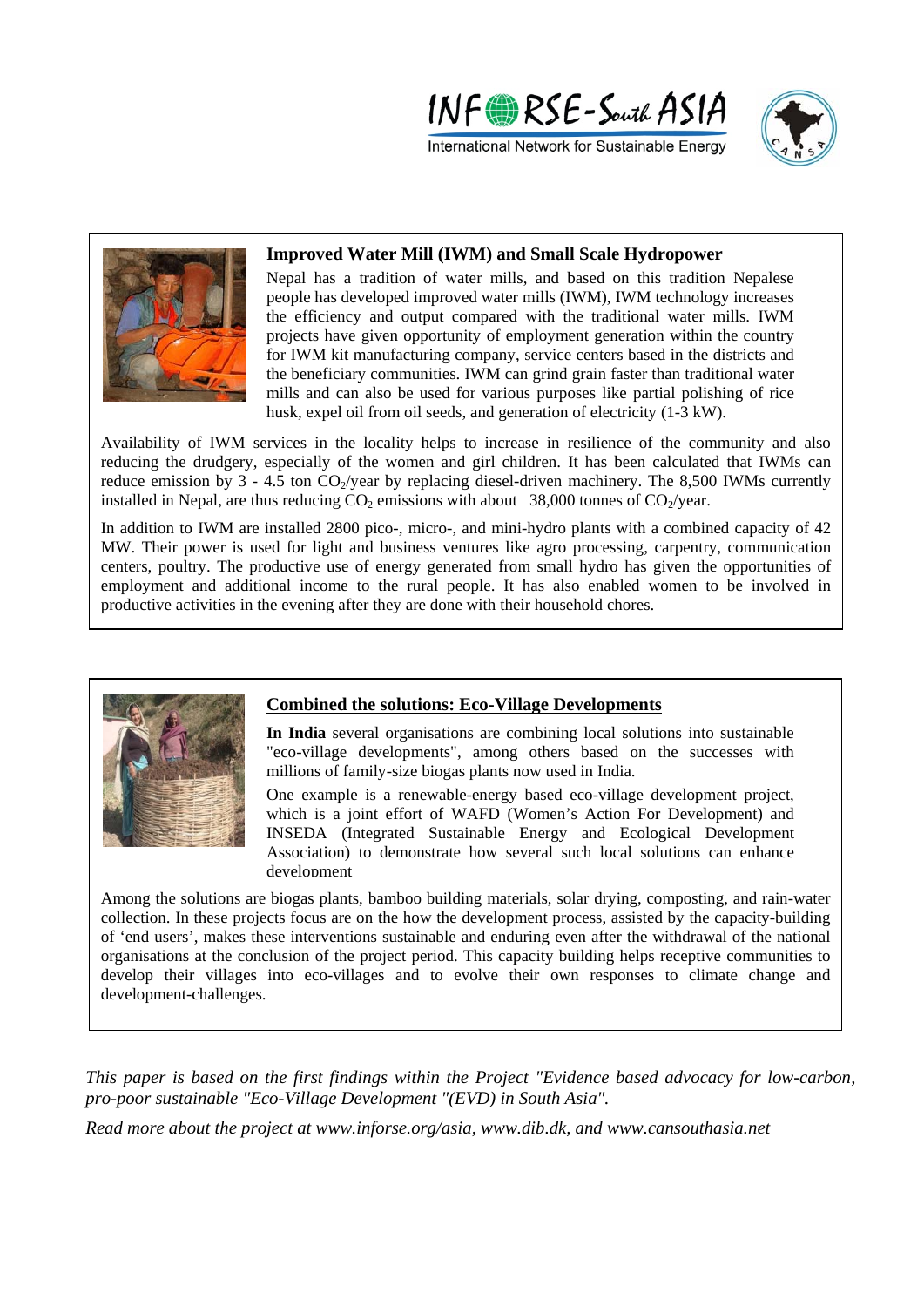### Improved Water Mill (IWM) and Small Scale Hydropower

Nepal has a tradition of water mills, and based on this tradition Nepalese people has developed improved water mills (IWM), IWM technology increases the efficiency and output compared with the traditional water mills. IWM projects have given opportunity of employment generation within the country for IWM kit manufacturing company, service centers based in the districts and the beneficiary communities. IWM can grind grain faster than traditional water mills and can also be used for various purposes like partial polishing of rice husk, expel oil from oil seeds, and generation of electricity (1-3 kW).

Availability of IWM services in the locality helps to increase in resilience of the community and also reducing the drudgery, especially of the women and girl children. It has been calculated that IWMs can reduce emission by 3 - 4.5 ton $CO_2$/year by replacing diesel-driven machinery. The 8,500 IWMs currently installed in Nepal, are thus reducing $CO_2$ emissions with about 38,000 tonnes of $CO_2$/year.

In addition to IWM are installed 2800 pico-, micro-, and mini-hydro plants with a combined capacity of 42 MW. Their power is used for light and business ventures like agro processing, carpentry, communication centers, poultry. The productive use of energy generated from small hydro has given the opportunities of employment and additional income to the rural people. It has also enabled women to be involved in productive activities in the evening after they are done with their household chores.

### Combined the solutions: Eco-Village Developments

**In India** several organisations are combining local solutions into sustainable "eco-village developments", among others based on the successes with millions of family-size biogas plants now used in India.

One example is a renewable-energy based eco-village development project, which is a joint effort of WAFD (Women's Action For Development) and INSEDA (Integrated Sustainable Energy and Ecological Development Association) to demonstrate how several such local solutions can enhance development

Among the solutions are biogas plants, bamboo building materials, solar drying, composting, and rain-water collection. In these projects focus are on the how the development process, assisted by the capacity-building of 'end users', makes these interventions sustainable and enduring even after the withdrawal of the national organisations at the conclusion of the project period. This capacity building helps receptive communities to develop their villages into eco-villages and to evolve their own responses to climate change and development-challenges.

*This paper is based on the first findings within the Project "Evidence based advocacy for low-carbon, pro-poor sustainable "Eco-Village Development "(EVD) in South Asia".*

*Read more about the project at www.inforse.org/asia, www.dib.dk, and www.cansouthasia.net*